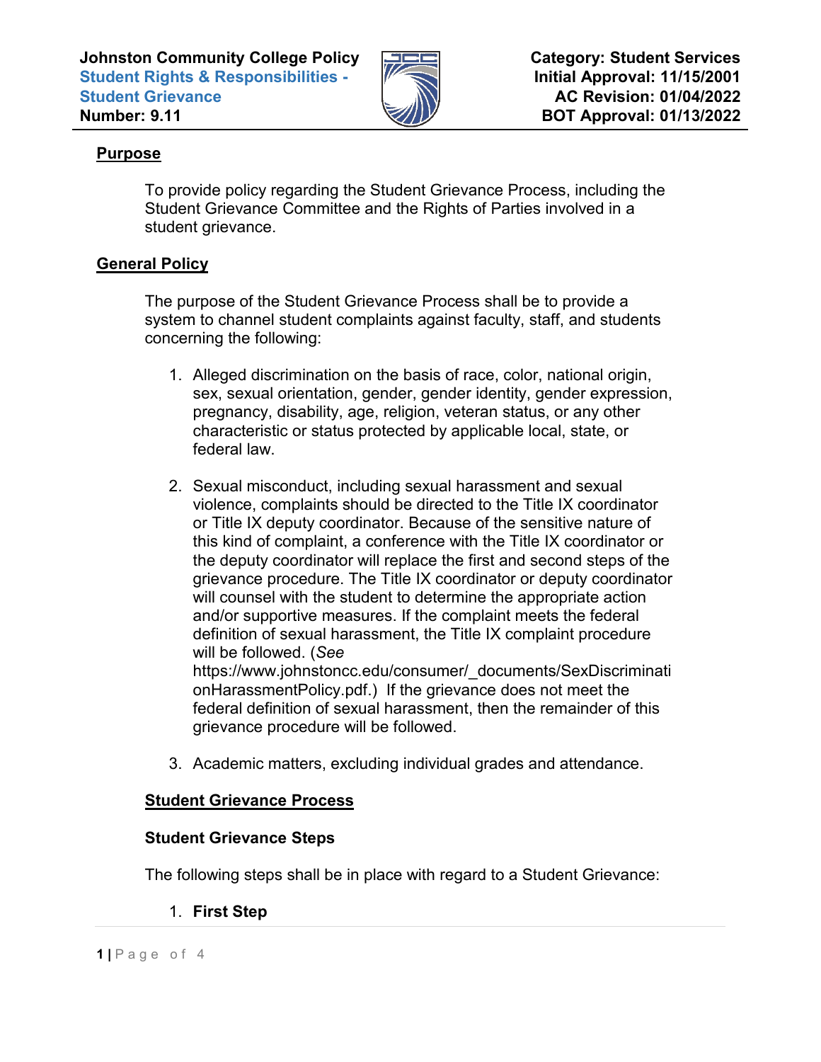**Johnston Community College Policy**
**Student Rights & Responsibilities - Student Grievance**
**Number: 9.11**

**Category: Student Services**
**Initial Approval: 11/15/2001**
**AC Revision: 01/04/2022**
**BOT Approval: 01/13/2022**

## Purpose

To provide policy regarding the Student Grievance Process, including the Student Grievance Committee and the Rights of Parties involved in a student grievance.

## General Policy

The purpose of the Student Grievance Process shall be to provide a system to channel student complaints against faculty, staff, and students concerning the following:

1. Alleged discrimination on the basis of race, color, national origin, sex, sexual orientation, gender, gender identity, gender expression, pregnancy, disability, age, religion, veteran status, or any other characteristic or status protected by applicable local, state, or federal law.

2. Sexual misconduct, including sexual harassment and sexual violence, complaints should be directed to the Title IX coordinator or Title IX deputy coordinator. Because of the sensitive nature of this kind of complaint, a conference with the Title IX coordinator or the deputy coordinator will replace the first and second steps of the grievance procedure. The Title IX coordinator or deputy coordinator will counsel with the student to determine the appropriate action and/or supportive measures. If the complaint meets the federal definition of sexual harassment, the Title IX complaint procedure will be followed. (*See* https://www.johnstoncc.edu/consumer/_documents/SexDiscriminationHarassmentPolicy.pdf.) If the grievance does not meet the federal definition of sexual harassment, then the remainder of this grievance procedure will be followed.

3. Academic matters, excluding individual grades and attendance.

### Student Grievance Process

#### Student Grievance Steps

The following steps shall be in place with regard to a Student Grievance:

1. **First Step**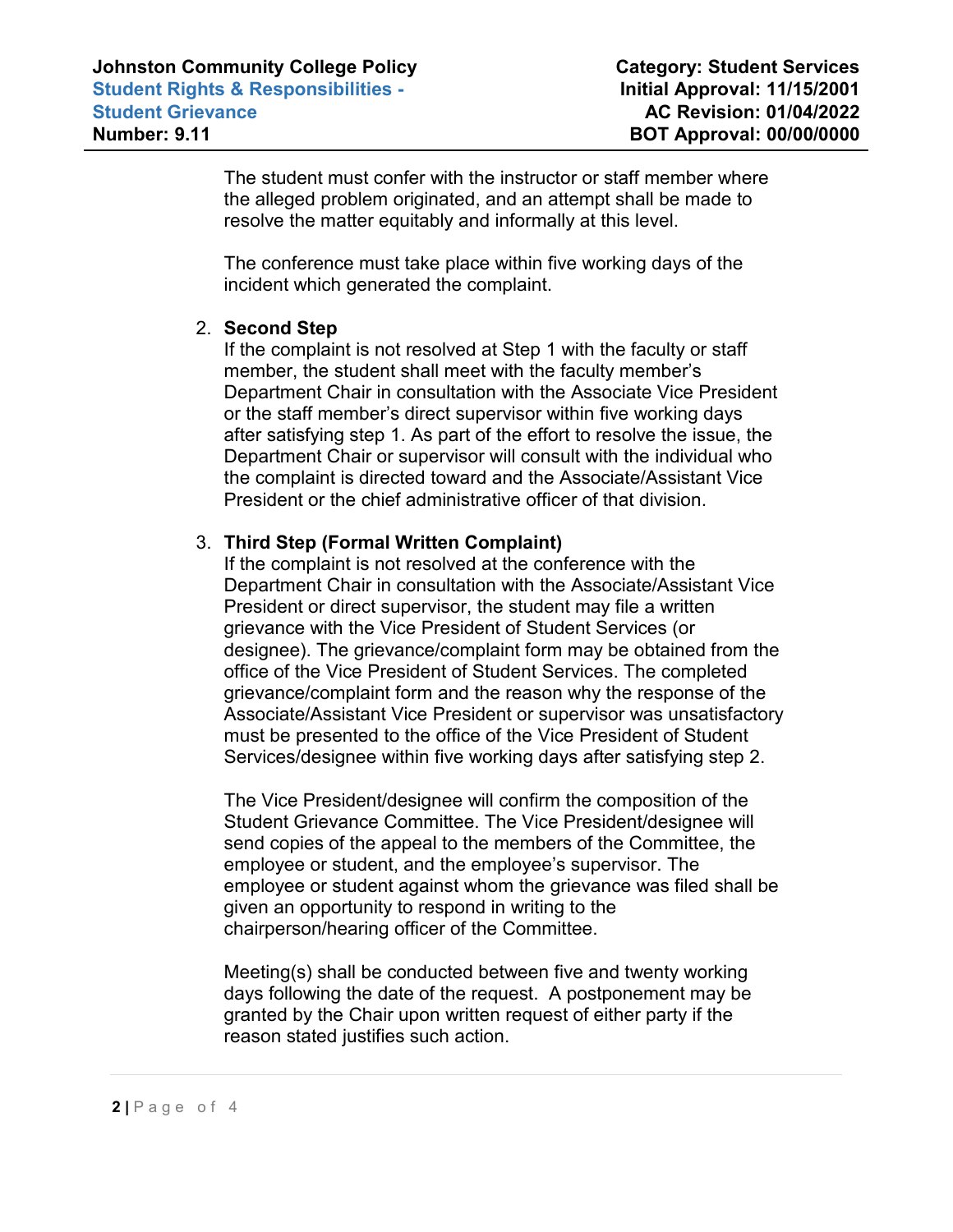The student must confer with the instructor or staff member where the alleged problem originated, and an attempt shall be made to resolve the matter equitably and informally at this level.

The conference must take place within five working days of the incident which generated the complaint.

2. **Second Step**
   If the complaint is not resolved at Step 1 with the faculty or staff member, the student shall meet with the faculty member's Department Chair in consultation with the Associate Vice President or the staff member's direct supervisor within five working days after satisfying step 1. As part of the effort to resolve the issue, the Department Chair or supervisor will consult with the individual who the complaint is directed toward and the Associate/Assistant Vice President or the chief administrative officer of that division.

3. **Third Step (Formal Written Complaint)**
   If the complaint is not resolved at the conference with the Department Chair in consultation with the Associate/Assistant Vice President or direct supervisor, the student may file a written grievance with the Vice President of Student Services (or designee). The grievance/complaint form may be obtained from the office of the Vice President of Student Services. The completed grievance/complaint form and the reason why the response of the Associate/Assistant Vice President or supervisor was unsatisfactory must be presented to the office of the Vice President of Student Services/designee within five working days after satisfying step 2.

   The Vice President/designee will confirm the composition of the Student Grievance Committee. The Vice President/designee will send copies of the appeal to the members of the Committee, the employee or student, and the employee's supervisor. The employee or student against whom the grievance was filed shall be given an opportunity to respond in writing to the chairperson/hearing officer of the Committee.

   Meeting(s) shall be conducted between five and twenty working days following the date of the request. A postponement may be granted by the Chair upon written request of either party if the reason stated justifies such action.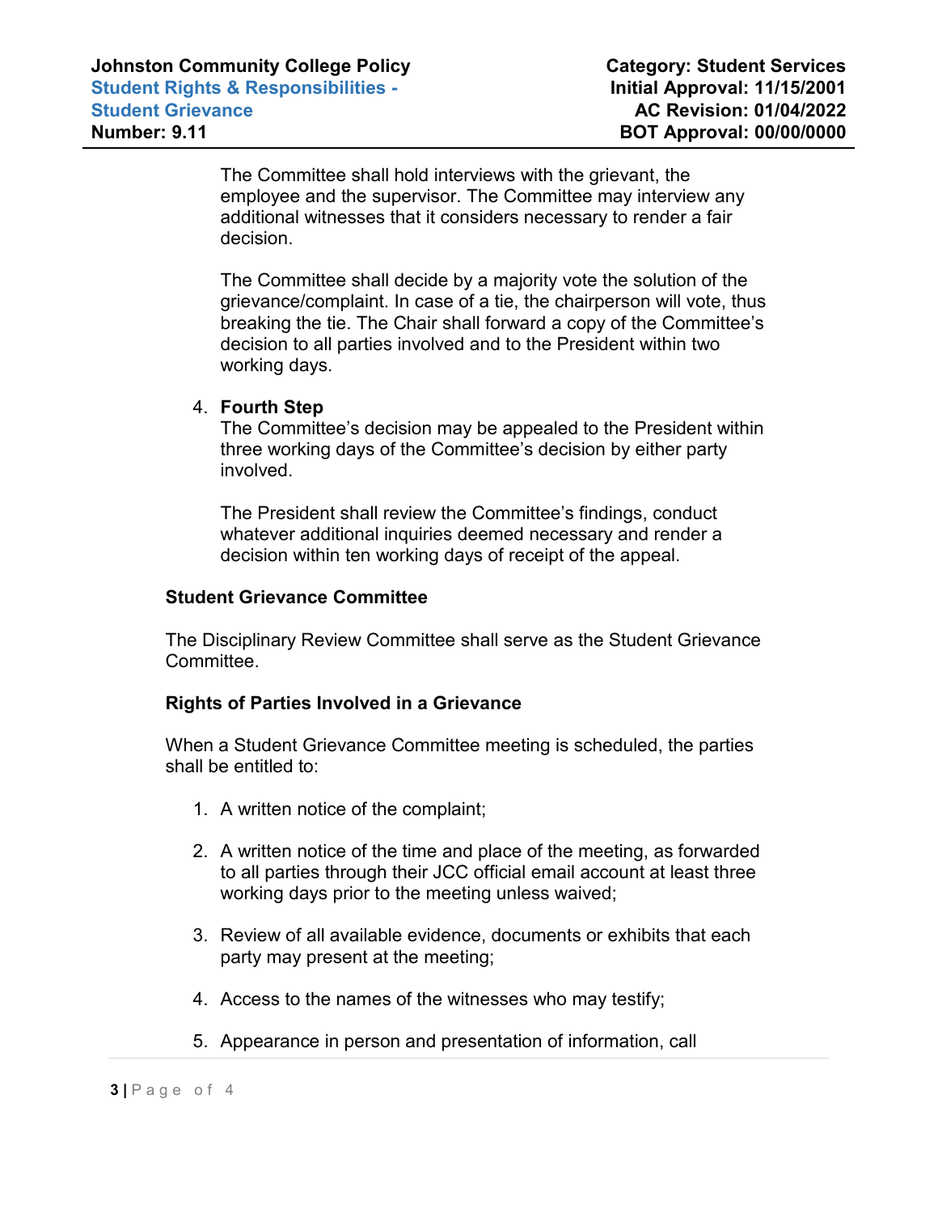The Committee shall hold interviews with the grievant, the employee and the supervisor. The Committee may interview any additional witnesses that it considers necessary to render a fair decision.

The Committee shall decide by a majority vote the solution of the grievance/complaint. In case of a tie, the chairperson will vote, thus breaking the tie. The Chair shall forward a copy of the Committee's decision to all parties involved and to the President within two working days.

4. **Fourth Step**
   The Committee's decision may be appealed to the President within three working days of the Committee's decision by either party involved.

   The President shall review the Committee's findings, conduct whatever additional inquiries deemed necessary and render a decision within ten working days of receipt of the appeal.

**Student Grievance Committee**

The Disciplinary Review Committee shall serve as the Student Grievance Committee.

**Rights of Parties Involved in a Grievance**

When a Student Grievance Committee meeting is scheduled, the parties shall be entitled to:

1. A written notice of the complaint;

2. A written notice of the time and place of the meeting, as forwarded to all parties through their JCC official email account at least three working days prior to the meeting unless waived;

3. Review of all available evidence, documents or exhibits that each party may present at the meeting;

4. Access to the names of the witnesses who may testify;

5. Appearance in person and presentation of information, call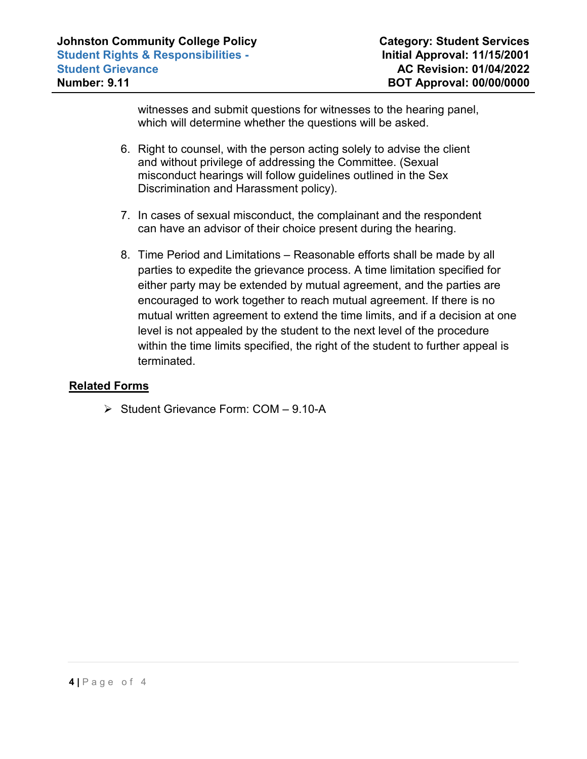witnesses and submit questions for witnesses to the hearing panel, which will determine whether the questions will be asked.

6. Right to counsel, with the person acting solely to advise the client and without privilege of addressing the Committee. (Sexual misconduct hearings will follow guidelines outlined in the Sex Discrimination and Harassment policy).

7. In cases of sexual misconduct, the complainant and the respondent can have an advisor of their choice present during the hearing.

8. Time Period and Limitations – Reasonable efforts shall be made by all parties to expedite the grievance process. A time limitation specified for either party may be extended by mutual agreement, and the parties are encouraged to work together to reach mutual agreement. If there is no mutual written agreement to extend the time limits, and if a decision at one level is not appealed by the student to the next level of the procedure within the time limits specified, the right of the student to further appeal is terminated.

## Related Forms

- Student Grievance Form: COM – 9.10-A